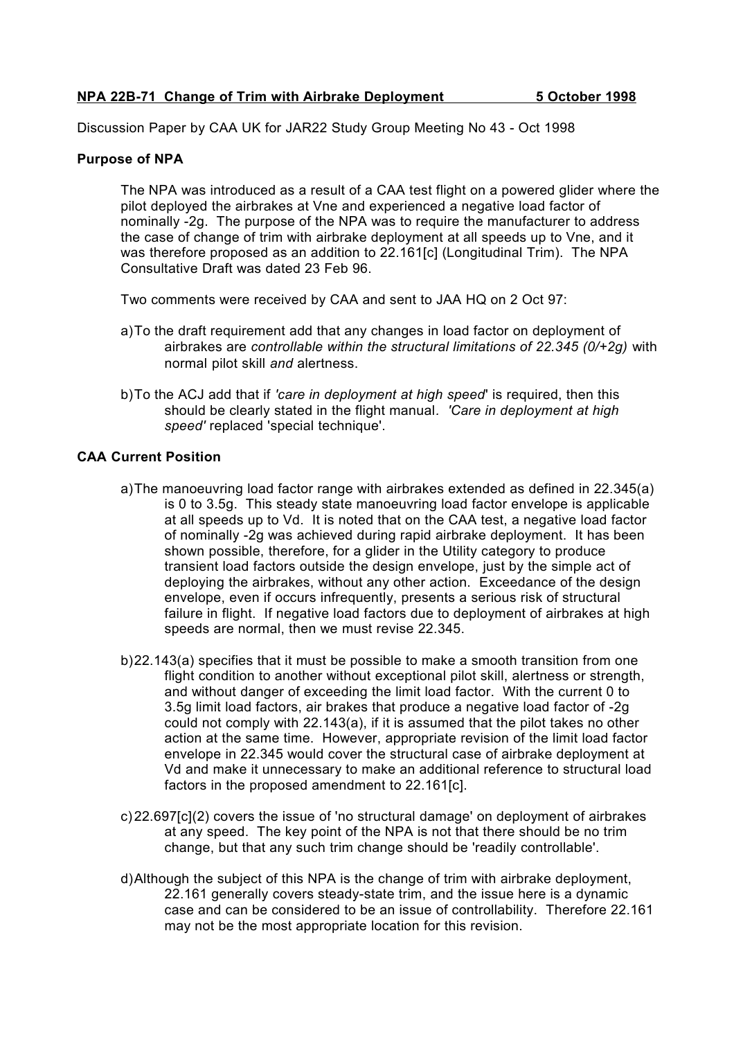**NPA 22B-71 Change of Trim with Airbrake Deployment 5 October 1998**

Discussion Paper by CAA UK for JAR22 Study Group Meeting No 43 - Oct 1998

**Purpose of NPA**

The NPA was introduced as a result of a CAA test flight on a powered glider where the pilot deployed the airbrakes at Vne and experienced a negative load factor of nominally -2g. The purpose of the NPA was to require the manufacturer to address the case of change of trim with airbrake deployment at all speeds up to Vne, and it was therefore proposed as an addition to 22.161[c] (Longitudinal Trim). The NPA Consultative Draft was dated 23 Feb 96.

Two comments were received by CAA and sent to JAA HQ on 2 Oct 97:

a) To the draft requirement add that any changes in load factor on deployment of airbrakes are *controllable within the structural limitations of 22.345 (0/+2g)* with normal pilot skill *and* alertness.

b) To the ACJ add that if *'care in deployment at high speed*' is required, then this should be clearly stated in the flight manual. *'Care in deployment at high speed'* replaced 'special technique'.

**CAA Current Position**

a) The manoeuvring load factor range with airbrakes extended as defined in 22.345(a) is 0 to 3.5g. This steady state manoeuvring load factor envelope is applicable at all speeds up to Vd. It is noted that on the CAA test, a negative load factor of nominally -2g was achieved during rapid airbrake deployment. It has been shown possible, therefore, for a glider in the Utility category to produce transient load factors outside the design envelope, just by the simple act of deploying the airbrakes, without any other action. Exceedance of the design envelope, even if occurs infrequently, presents a serious risk of structural failure in flight. If negative load factors due to deployment of airbrakes at high speeds are normal, then we must revise 22.345.

b) 22.143(a) specifies that it must be possible to make a smooth transition from one flight condition to another without exceptional pilot skill, alertness or strength, and without danger of exceeding the limit load factor. With the current 0 to 3.5g limit load factors, air brakes that produce a negative load factor of -2g could not comply with 22.143(a), if it is assumed that the pilot takes no other action at the same time. However, appropriate revision of the limit load factor envelope in 22.345 would cover the structural case of airbrake deployment at Vd and make it unnecessary to make an additional reference to structural load factors in the proposed amendment to 22.161[c].

c) 22.697[c](2) covers the issue of 'no structural damage' on deployment of airbrakes at any speed. The key point of the NPA is not that there should be no trim change, but that any such trim change should be 'readily controllable'.

d) Although the subject of this NPA is the change of trim with airbrake deployment, 22.161 generally covers steady-state trim, and the issue here is a dynamic case and can be considered to be an issue of controllability. Therefore 22.161 may not be the most appropriate location for this revision.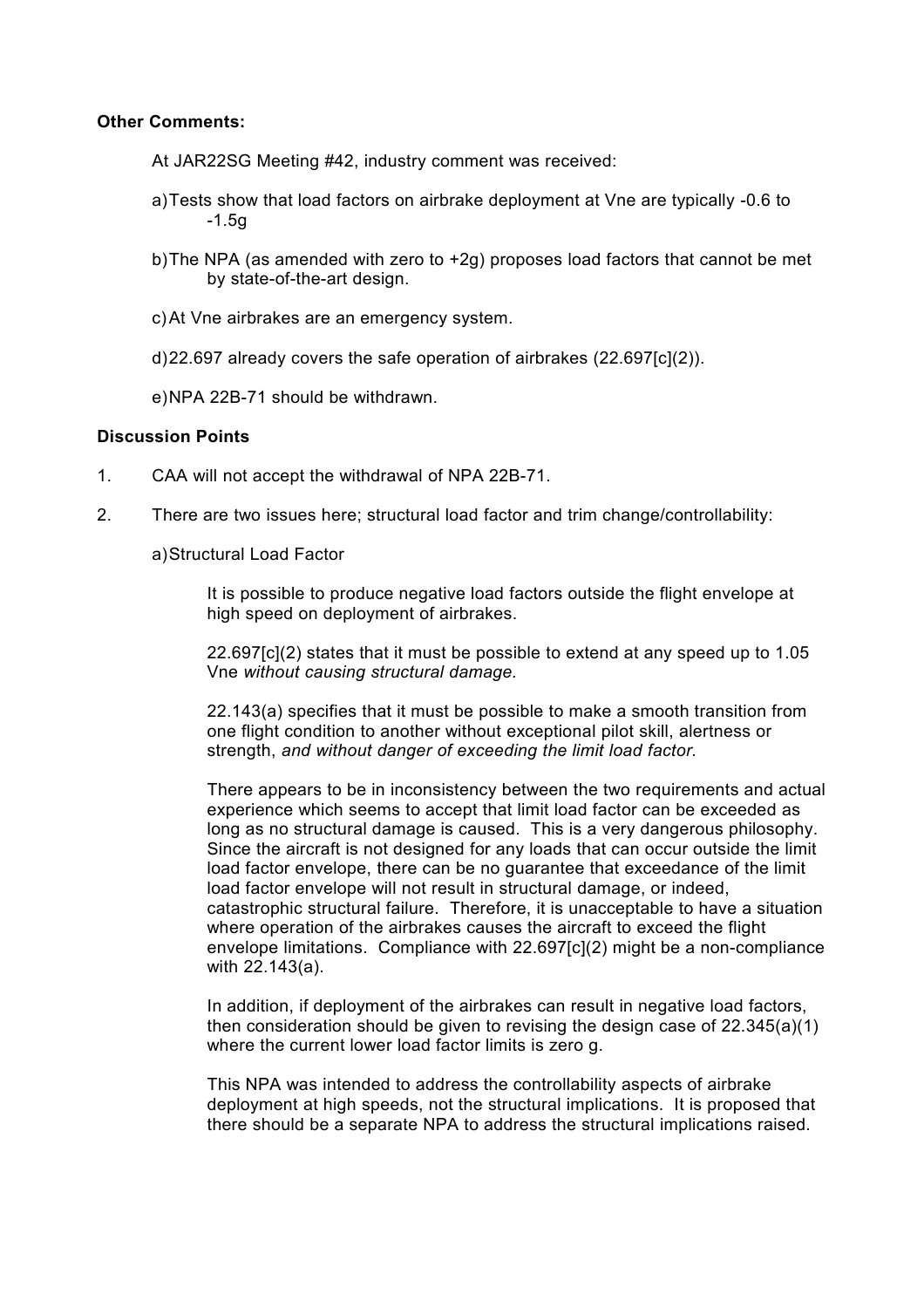**Other Comments:**

At JAR22SG Meeting #42, industry comment was received:

a) Tests show that load factors on airbrake deployment at Vne are typically -0.6 to -1.5g

b) The NPA (as amended with zero to +2g) proposes load factors that cannot be met by state-of-the-art design.

c) At Vne airbrakes are an emergency system.

d) 22.697 already covers the safe operation of airbrakes (22.697[c](2)).

e) NPA 22B-71 should be withdrawn.

**Discussion Points**

1. CAA will not accept the withdrawal of NPA 22B-71.

2. There are two issues here; structural load factor and trim change/controllability:

   a) Structural Load Factor

      It is possible to produce negative load factors outside the flight envelope at high speed on deployment of airbrakes.

      22.697[c](2) states that it must be possible to extend at any speed up to 1.05 Vne *without causing structural damage.*

      22.143(a) specifies that it must be possible to make a smooth transition from one flight condition to another without exceptional pilot skill, alertness or strength, *and without danger of exceeding the limit load factor.*

      There appears to be in inconsistency between the two requirements and actual experience which seems to accept that limit load factor can be exceeded as long as no structural damage is caused. This is a very dangerous philosophy. Since the aircraft is not designed for any loads that can occur outside the limit load factor envelope, there can be no guarantee that exceedance of the limit load factor envelope will not result in structural damage, or indeed, catastrophic structural failure. Therefore, it is unacceptable to have a situation where operation of the airbrakes causes the aircraft to exceed the flight envelope limitations. Compliance with 22.697[c](2) might be a non-compliance with 22.143(a).

      In addition, if deployment of the airbrakes can result in negative load factors, then consideration should be given to revising the design case of 22.345(a)(1) where the current lower load factor limits is zero g.

      This NPA was intended to address the controllability aspects of airbrake deployment at high speeds, not the structural implications. It is proposed that there should be a separate NPA to address the structural implications raised.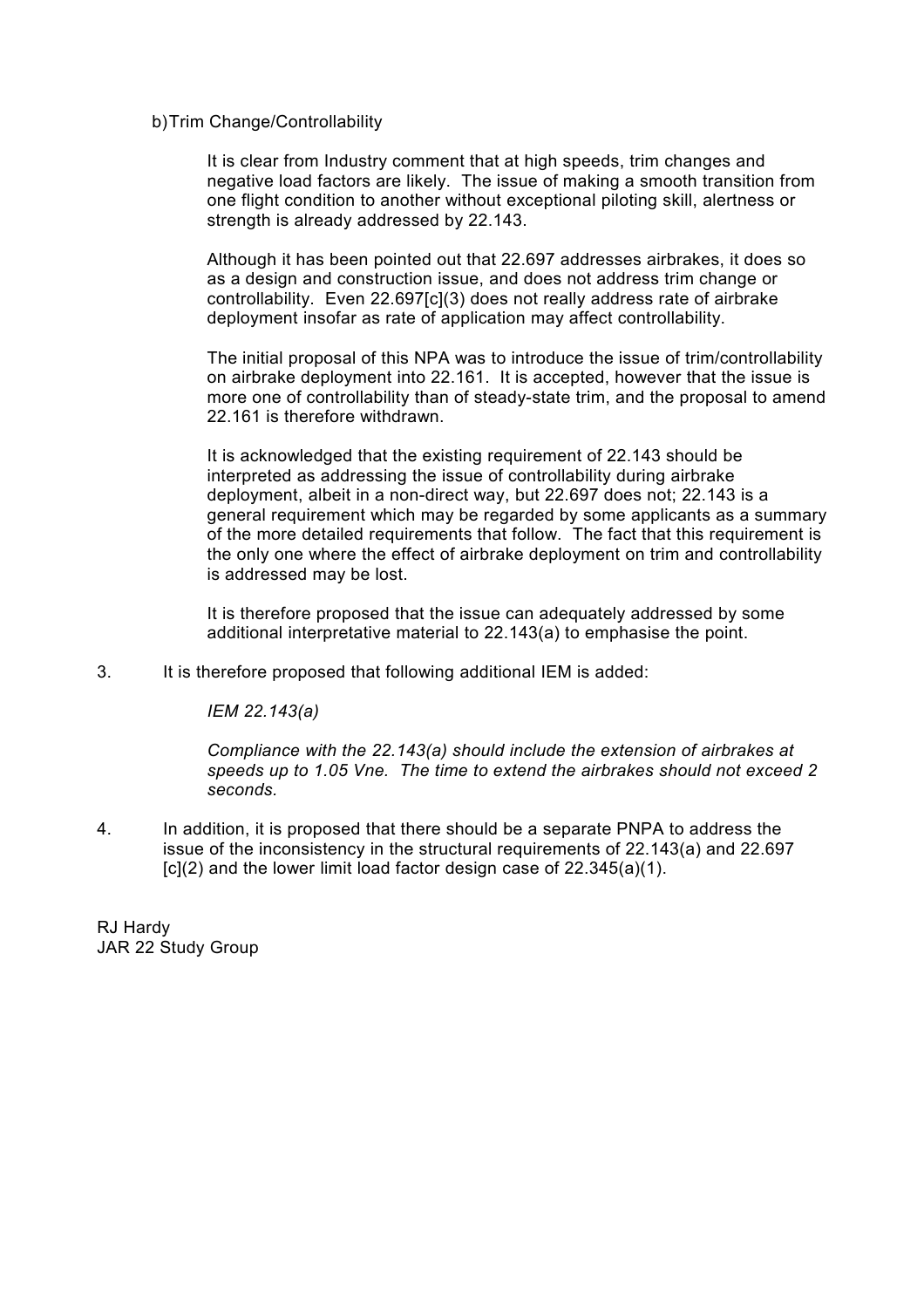b) Trim Change/Controllability

It is clear from Industry comment that at high speeds, trim changes and negative load factors are likely. The issue of making a smooth transition from one flight condition to another without exceptional piloting skill, alertness or strength is already addressed by 22.143.

Although it has been pointed out that 22.697 addresses airbrakes, it does so as a design and construction issue, and does not address trim change or controllability. Even 22.697[c](3) does not really address rate of airbrake deployment insofar as rate of application may affect controllability.

The initial proposal of this NPA was to introduce the issue of trim/controllability on airbrake deployment into 22.161. It is accepted, however that the issue is more one of controllability than of steady-state trim, and the proposal to amend 22.161 is therefore withdrawn.

It is acknowledged that the existing requirement of 22.143 should be interpreted as addressing the issue of controllability during airbrake deployment, albeit in a non-direct way, but 22.697 does not; 22.143 is a general requirement which may be regarded by some applicants as a summary of the more detailed requirements that follow. The fact that this requirement is the only one where the effect of airbrake deployment on trim and controllability is addressed may be lost.

It is therefore proposed that the issue can adequately addressed by some additional interpretative material to 22.143(a) to emphasise the point.

3. It is therefore proposed that following additional IEM is added:

*IEM 22.143(a)*

*Compliance with the 22.143(a) should include the extension of airbrakes at speeds up to 1.05 Vne. The time to extend the airbrakes should not exceed 2 seconds.*

4. In addition, it is proposed that there should be a separate PNPA to address the issue of the inconsistency in the structural requirements of 22.143(a) and 22.697 [c](2) and the lower limit load factor design case of 22.345(a)(1).

RJ Hardy
JAR 22 Study Group